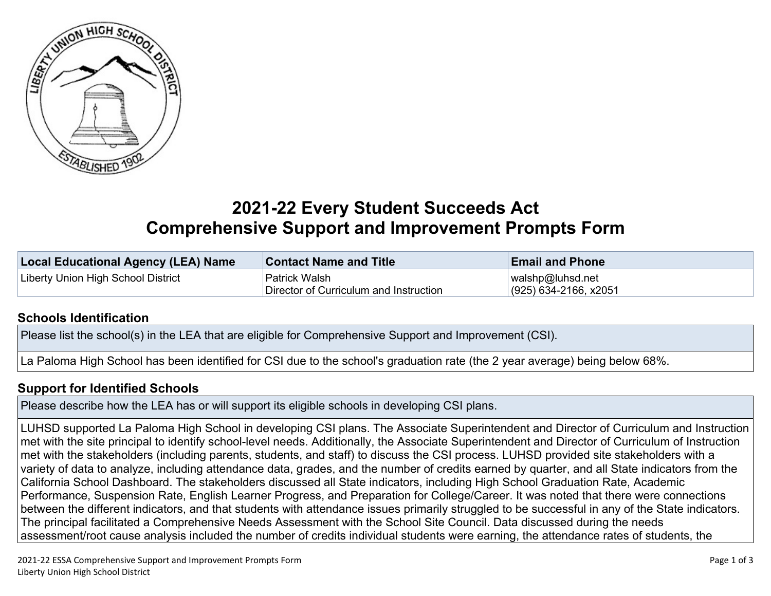# 2021-22 Every Student Succeeds Act Comprehensive Support and Improvement Prompts Form

| Local Educational Agency (LEA) Name | Contact Name and Title | Email and Phone |
| --- | --- | --- |
| Liberty Union High School District | Patrick Walsh<br>Director of Curriculum and Instruction | walshp@luhsd.net<br>(925) 634-2166, x2051 |

## Schools Identification

Please list the school(s) in the LEA that are eligible for Comprehensive Support and Improvement (CSI).

La Paloma High School has been identified for CSI due to the school's graduation rate (the 2 year average) being below 68%.

## Support for Identified Schools

Please describe how the LEA has or will support its eligible schools in developing CSI plans.

LUHSD supported La Paloma High School in developing CSI plans. The Associate Superintendent and Director of Curriculum and Instruction met with the site principal to identify school-level needs. Additionally, the Associate Superintendent and Director of Curriculum of Instruction met with the stakeholders (including parents, students, and staff) to discuss the CSI process. LUHSD provided site stakeholders with a variety of data to analyze, including attendance data, grades, and the number of credits earned by quarter, and all State indicators from the California School Dashboard. The stakeholders discussed all State indicators, including High School Graduation Rate, Academic Performance, Suspension Rate, English Learner Progress, and Preparation for College/Career. It was noted that there were connections between the different indicators, and that students with attendance issues primarily struggled to be successful in any of the State indicators. The principal facilitated a Comprehensive Needs Assessment with the School Site Council. Data discussed during the needs assessment/root cause analysis included the number of credits individual students were earning, the attendance rates of students, the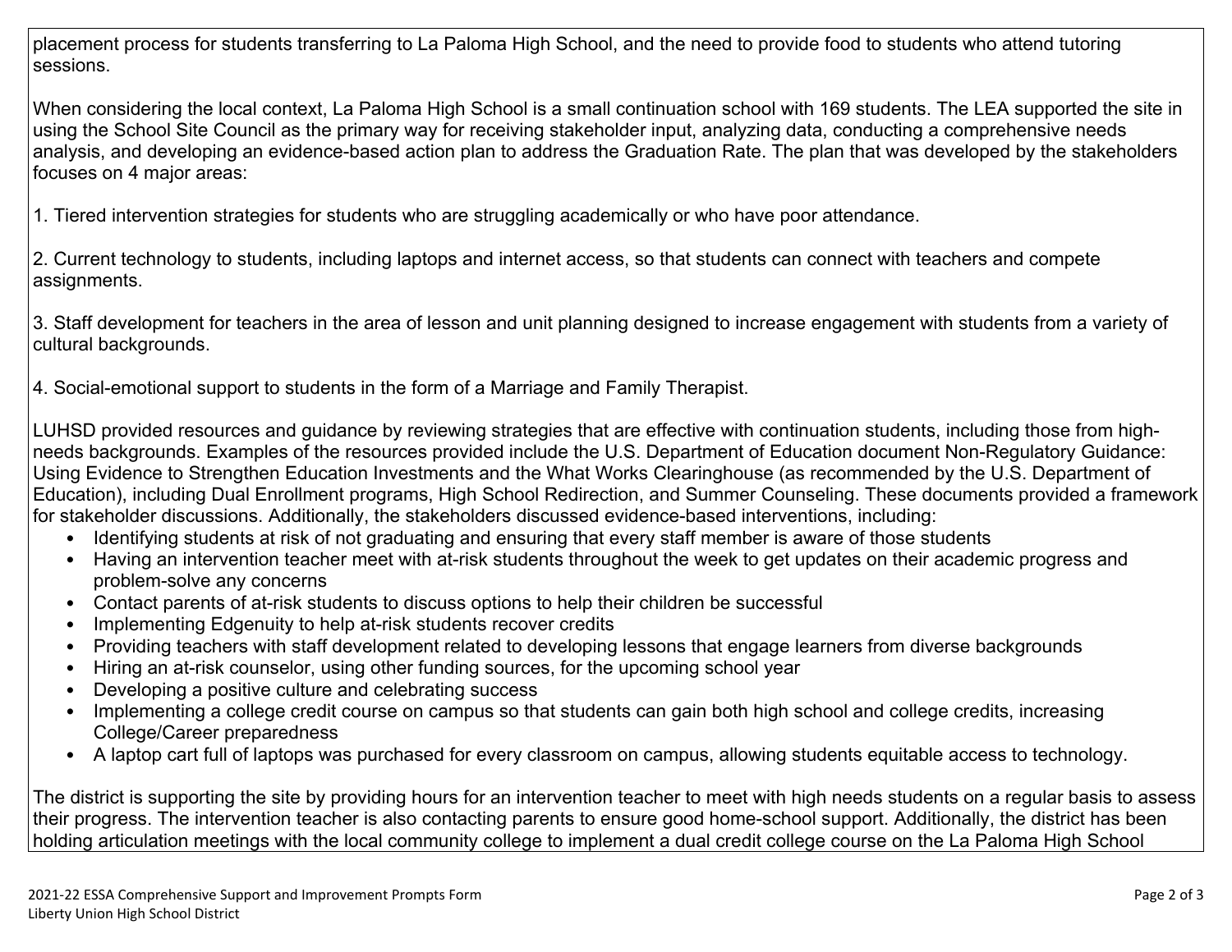placement process for students transferring to La Paloma High School, and the need to provide food to students who attend tutoring sessions.

When considering the local context, La Paloma High School is a small continuation school with 169 students. The LEA supported the site in using the School Site Council as the primary way for receiving stakeholder input, analyzing data, conducting a comprehensive needs analysis, and developing an evidence-based action plan to address the Graduation Rate. The plan that was developed by the stakeholders focuses on 4 major areas:

1. Tiered intervention strategies for students who are struggling academically or who have poor attendance.

2. Current technology to students, including laptops and internet access, so that students can connect with teachers and compete assignments.

3. Staff development for teachers in the area of lesson and unit planning designed to increase engagement with students from a variety of cultural backgrounds.

4. Social-emotional support to students in the form of a Marriage and Family Therapist.

LUHSD provided resources and guidance by reviewing strategies that are effective with continuation students, including those from high-needs backgrounds. Examples of the resources provided include the U.S. Department of Education document Non-Regulatory Guidance: Using Evidence to Strengthen Education Investments and the What Works Clearinghouse (as recommended by the U.S. Department of Education), including Dual Enrollment programs, High School Redirection, and Summer Counseling. These documents provided a framework for stakeholder discussions. Additionally, the stakeholders discussed evidence-based interventions, including:

- Identifying students at risk of not graduating and ensuring that every staff member is aware of those students
- Having an intervention teacher meet with at-risk students throughout the week to get updates on their academic progress and problem-solve any concerns
- Contact parents of at-risk students to discuss options to help their children be successful
- Implementing Edgenuity to help at-risk students recover credits
- Providing teachers with staff development related to developing lessons that engage learners from diverse backgrounds
- Hiring an at-risk counselor, using other funding sources, for the upcoming school year
- Developing a positive culture and celebrating success
- Implementing a college credit course on campus so that students can gain both high school and college credits, increasing College/Career preparedness
- A laptop cart full of laptops was purchased for every classroom on campus, allowing students equitable access to technology.

The district is supporting the site by providing hours for an intervention teacher to meet with high needs students on a regular basis to assess their progress. The intervention teacher is also contacting parents to ensure good home-school support. Additionally, the district has been holding articulation meetings with the local community college to implement a dual credit college course on the La Paloma High School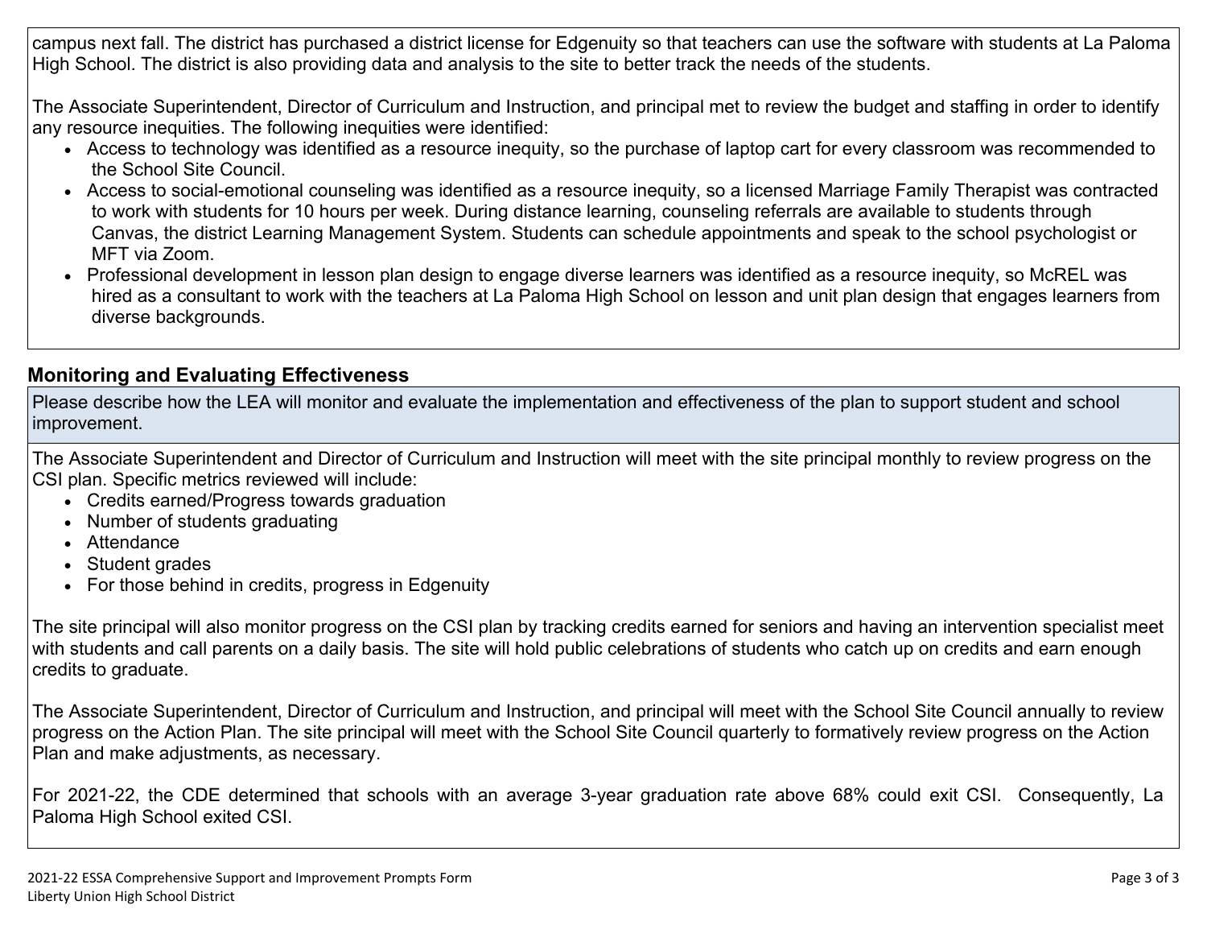campus next fall. The district has purchased a district license for Edgenuity so that teachers can use the software with students at La Paloma High School. The district is also providing data and analysis to the site to better track the needs of the students.

The Associate Superintendent, Director of Curriculum and Instruction, and principal met to review the budget and staffing in order to identify any resource inequities. The following inequities were identified:

- Access to technology was identified as a resource inequity, so the purchase of laptop cart for every classroom was recommended to the School Site Council.
- Access to social-emotional counseling was identified as a resource inequity, so a licensed Marriage Family Therapist was contracted to work with students for 10 hours per week. During distance learning, counseling referrals are available to students through Canvas, the district Learning Management System. Students can schedule appointments and speak to the school psychologist or MFT via Zoom.
- Professional development in lesson plan design to engage diverse learners was identified as a resource inequity, so McREL was hired as a consultant to work with the teachers at La Paloma High School on lesson and unit plan design that engages learners from diverse backgrounds.

## Monitoring and Evaluating Effectiveness

Please describe how the LEA will monitor and evaluate the implementation and effectiveness of the plan to support student and school improvement.

The Associate Superintendent and Director of Curriculum and Instruction will meet with the site principal monthly to review progress on the CSI plan. Specific metrics reviewed will include:

- Credits earned/Progress towards graduation
- Number of students graduating
- Attendance
- Student grades
- For those behind in credits, progress in Edgenuity

The site principal will also monitor progress on the CSI plan by tracking credits earned for seniors and having an intervention specialist meet with students and call parents on a daily basis. The site will hold public celebrations of students who catch up on credits and earn enough credits to graduate.

The Associate Superintendent, Director of Curriculum and Instruction, and principal will meet with the School Site Council annually to review progress on the Action Plan. The site principal will meet with the School Site Council quarterly to formatively review progress on the Action Plan and make adjustments, as necessary.

For 2021-22, the CDE determined that schools with an average 3-year graduation rate above 68% could exit CSI. Consequently, La Paloma High School exited CSI.